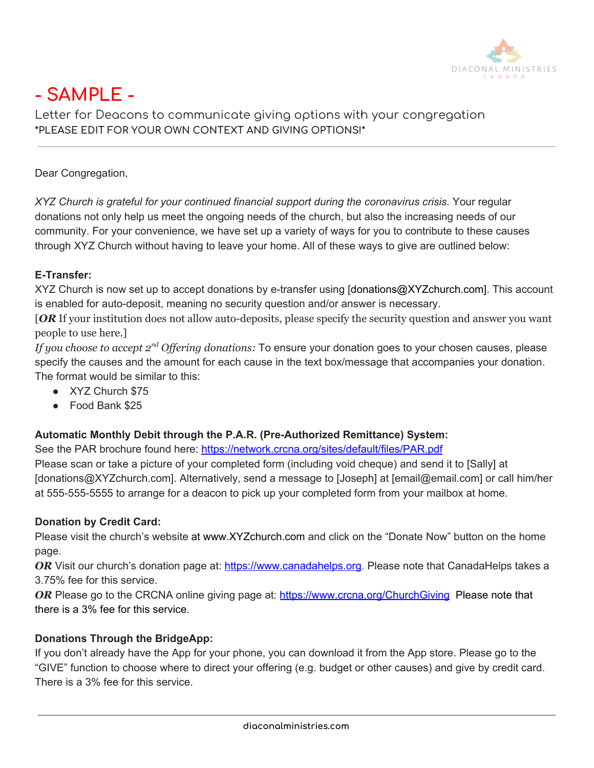DIACONAL MINISTRIES CANADA

# - SAMPLE -

Letter for Deacons to communicate giving options with your congregation
*PLEASE EDIT FOR YOUR OWN CONTEXT AND GIVING OPTIONS!*

---

Dear Congregation,

*XYZ Church is grateful for your continued financial support during the coronavirus crisis.* Your regular donations not only help us meet the ongoing needs of the church, but also the increasing needs of our community. For your convenience, we have set up a variety of ways for you to contribute to these causes through XYZ Church without having to leave your home. All of these ways to give are outlined below:

**E-Transfer:**
XYZ Church is now set up to accept donations by e-transfer using [donations@XYZchurch.com]. This account is enabled for auto-deposit, meaning no security question and/or answer is necessary.
[***OR*** If your institution does not allow auto-deposits, please specify the security question and answer you want people to use here.]
*If you choose to accept 2nd Offering donations:* To ensure your donation goes to your chosen causes, please specify the causes and the amount for each cause in the text box/message that accompanies your donation. The format would be similar to this:

- XYZ Church $75
- Food Bank $25

**Automatic Monthly Debit through the P.A.R. (Pre-Authorized Remittance) System:**
See the PAR brochure found here: https://network.crcna.org/sites/default/files/PAR.pdf
Please scan or take a picture of your completed form (including void cheque) and send it to [Sally] at [donations@XYZchurch.com]. Alternatively, send a message to [Joseph] at [email@email.com] or call him/her at 555-555-5555 to arrange for a deacon to pick up your completed form from your mailbox at home.

**Donation by Credit Card:**
Please visit the church's website at www.XYZchurch.com and click on the "Donate Now" button on the home page.
***OR*** Visit our church's donation page at: https://www.canadahelps.org. Please note that CanadaHelps takes a 3.75% fee for this service.
***OR*** Please go to the CRCNA online giving page at: https://www.crcna.org/ChurchGiving Please note that there is a 3% fee for this service.

**Donations Through the BridgeApp:**
If you don't already have the App for your phone, you can download it from the App store. Please go to the "GIVE" function to choose where to direct your offering (e.g. budget or other causes) and give by credit card. There is a 3% fee for this service.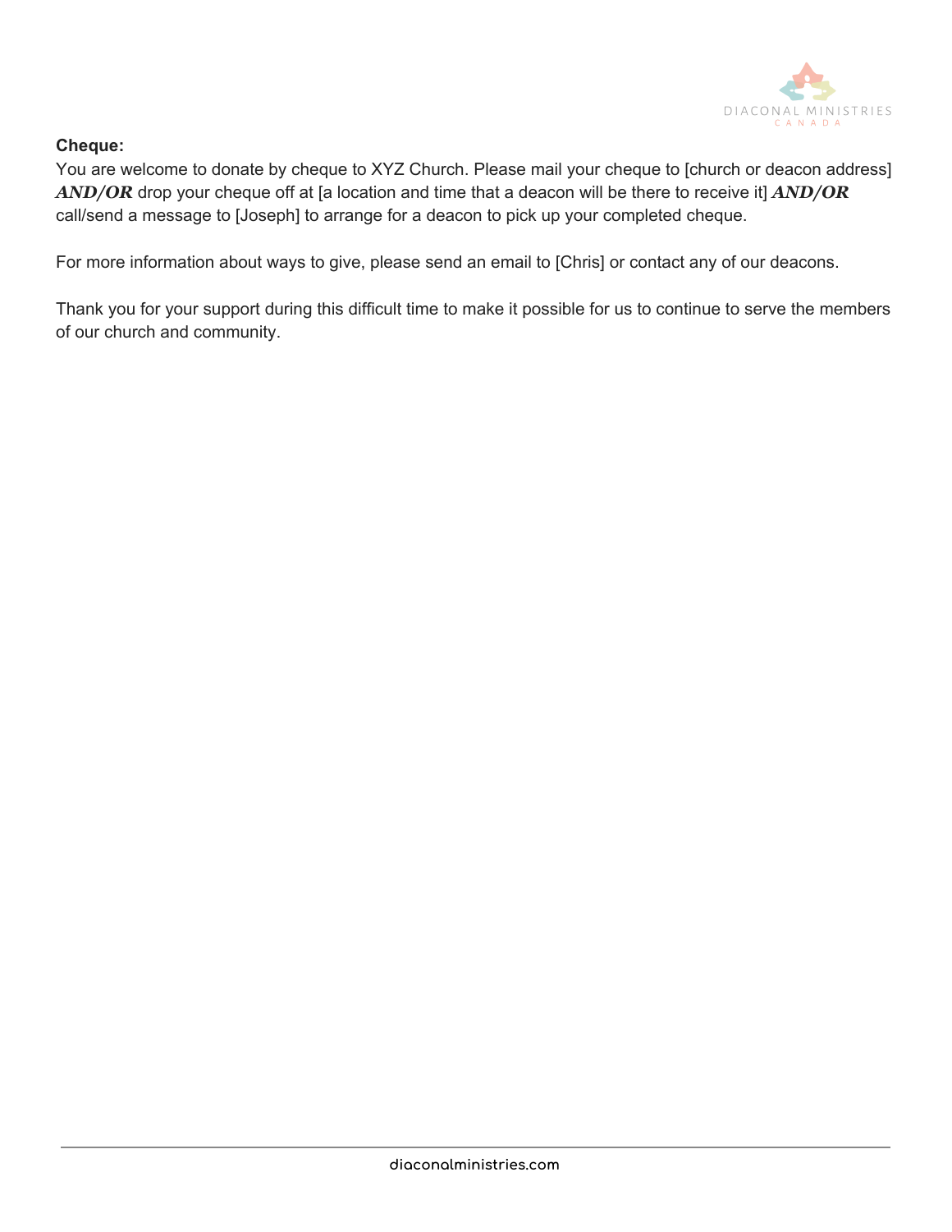**Cheque:**
You are welcome to donate by cheque to XYZ Church. Please mail your cheque to [church or deacon address] ***AND/OR*** drop your cheque off at [a location and time that a deacon will be there to receive it] ***AND/OR*** call/send a message to [Joseph] to arrange for a deacon to pick up your completed cheque.

For more information about ways to give, please send an email to [Chris] or contact any of our deacons.

Thank you for your support during this difficult time to make it possible for us to continue to serve the members of our church and community.